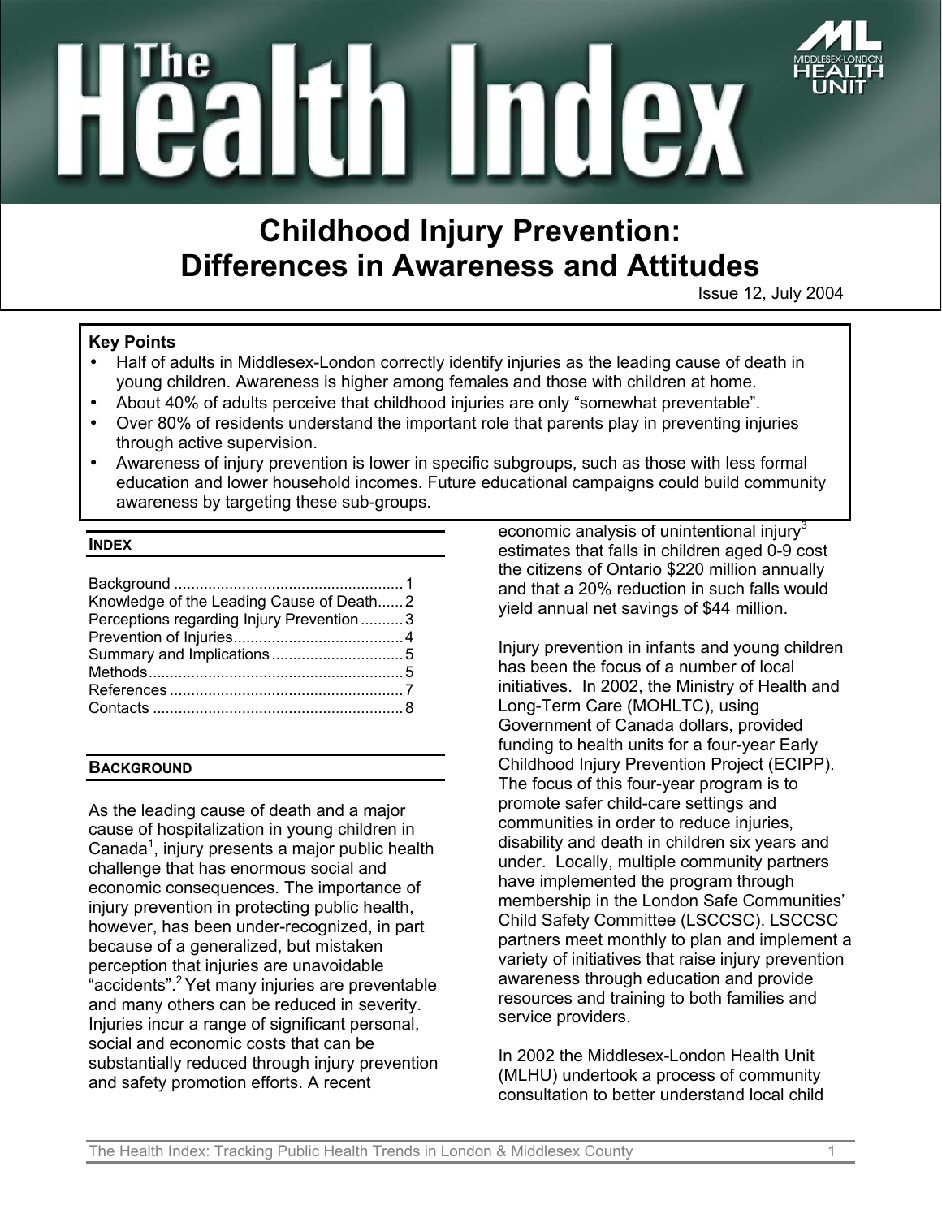# The Health Index

MIDDLESEX-LONDON HEALTH UNIT

## Childhood Injury Prevention: Differences in Awareness and Attitudes

Issue 12, July 2004

**Key Points**

- Half of adults in Middlesex-London correctly identify injuries as the leading cause of death in young children. Awareness is higher among females and those with children at home.
- About 40% of adults perceive that childhood injuries are only "somewhat preventable".
- Over 80% of residents understand the important role that parents play in preventing injuries through active supervision.
- Awareness of injury prevention is lower in specific subgroups, such as those with less formal education and lower household incomes. Future educational campaigns could build community awareness by targeting these sub-groups.

### INDEX

| | |
|---|---|
| Background | 1 |
| Knowledge of the Leading Cause of Death | 2 |
| Perceptions regarding Injury Prevention | 3 |
| Prevention of Injuries | 4 |
| Summary and Implications | 5 |
| Methods | 5 |
| References | 7 |
| Contacts | 8 |

### BACKGROUND

As the leading cause of death and a major cause of hospitalization in young children in Canada[1], injury presents a major public health challenge that has enormous social and economic consequences. The importance of injury prevention in protecting public health, however, has been under-recognized, in part because of a generalized, but mistaken perception that injuries are unavoidable "accidents".[2] Yet many injuries are preventable and many others can be reduced in severity. Injuries incur a range of significant personal, social and economic costs that can be substantially reduced through injury prevention and safety promotion efforts. A recent economic analysis of unintentional injury[3] estimates that falls in children aged 0-9 cost the citizens of Ontario $220 million annually and that a 20% reduction in such falls would yield annual net savings of $44 million.

Injury prevention in infants and young children has been the focus of a number of local initiatives. In 2002, the Ministry of Health and Long-Term Care (MOHLTC), using Government of Canada dollars, provided funding to health units for a four-year Early Childhood Injury Prevention Project (ECIPP). The focus of this four-year program is to promote safer child-care settings and communities in order to reduce injuries, disability and death in children six years and under. Locally, multiple community partners have implemented the program through membership in the London Safe Communities' Child Safety Committee (LSCCSC). LSCCSC partners meet monthly to plan and implement a variety of initiatives that raise injury prevention awareness through education and provide resources and training to both families and service providers.

In 2002 the Middlesex-London Health Unit (MLHU) undertook a process of community consultation to better understand local child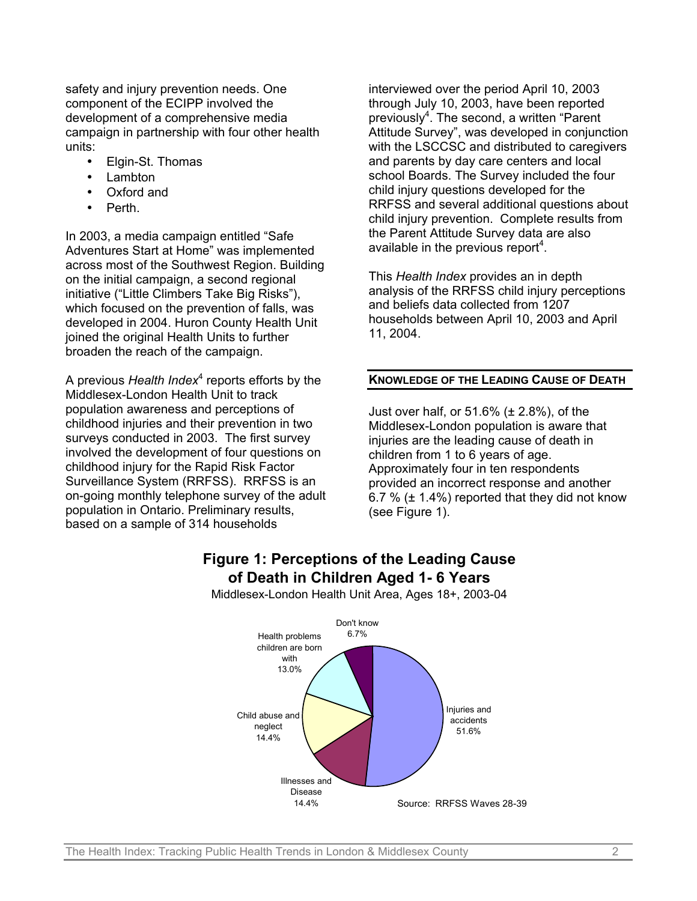safety and injury prevention needs. One component of the ECIPP involved the development of a comprehensive media campaign in partnership with four other health units:

- Elgin-St. Thomas
- Lambton
- Oxford and
- Perth.

In 2003, a media campaign entitled "Safe Adventures Start at Home" was implemented across most of the Southwest Region. Building on the initial campaign, a second regional initiative ("Little Climbers Take Big Risks"), which focused on the prevention of falls, was developed in 2004. Huron County Health Unit joined the original Health Units to further broaden the reach of the campaign.

A previous *Health Index*[4] reports efforts by the Middlesex-London Health Unit to track population awareness and perceptions of childhood injuries and their prevention in two surveys conducted in 2003. The first survey involved the development of four questions on childhood injury for the Rapid Risk Factor Surveillance System (RRFSS). RRFSS is an on-going monthly telephone survey of the adult population in Ontario. Preliminary results, based on a sample of 314 households interviewed over the period April 10, 2003 through July 10, 2003, have been reported previously[4]. The second, a written "Parent Attitude Survey", was developed in conjunction with the LSCCSC and distributed to caregivers and parents by day care centers and local school Boards. The Survey included the four child injury questions developed for the RRFSS and several additional questions about child injury prevention. Complete results from the Parent Attitude Survey data are also available in the previous report[4].

This *Health Index* provides an in depth analysis of the RRFSS child injury perceptions and beliefs data collected from 1207 households between April 10, 2003 and April 11, 2004.

## KNOWLEDGE OF THE LEADING CAUSE OF DEATH

Just over half, or 51.6% (± 2.8%), of the Middlesex-London population is aware that injuries are the leading cause of death in children from 1 to 6 years of age. Approximately four in ten respondents provided an incorrect response and another 6.7 % (± 1.4%) reported that they did not know (see Figure 1).

**Figure 1: Perceptions of the Leading Cause of Death in Children Aged 1- 6 Years**

Middlesex-London Health Unit Area, Ages 18+, 2003-04

| Response | Percent |
|---|---|
| Injuries and accidents | 51.6% |
| Illnesses and Disease | 14.4% |
| Child abuse and neglect | 14.4% |
| Health problems children are born with | 13.0% |
| Don't know | 6.7% |

Source: RRFSS Waves 28-39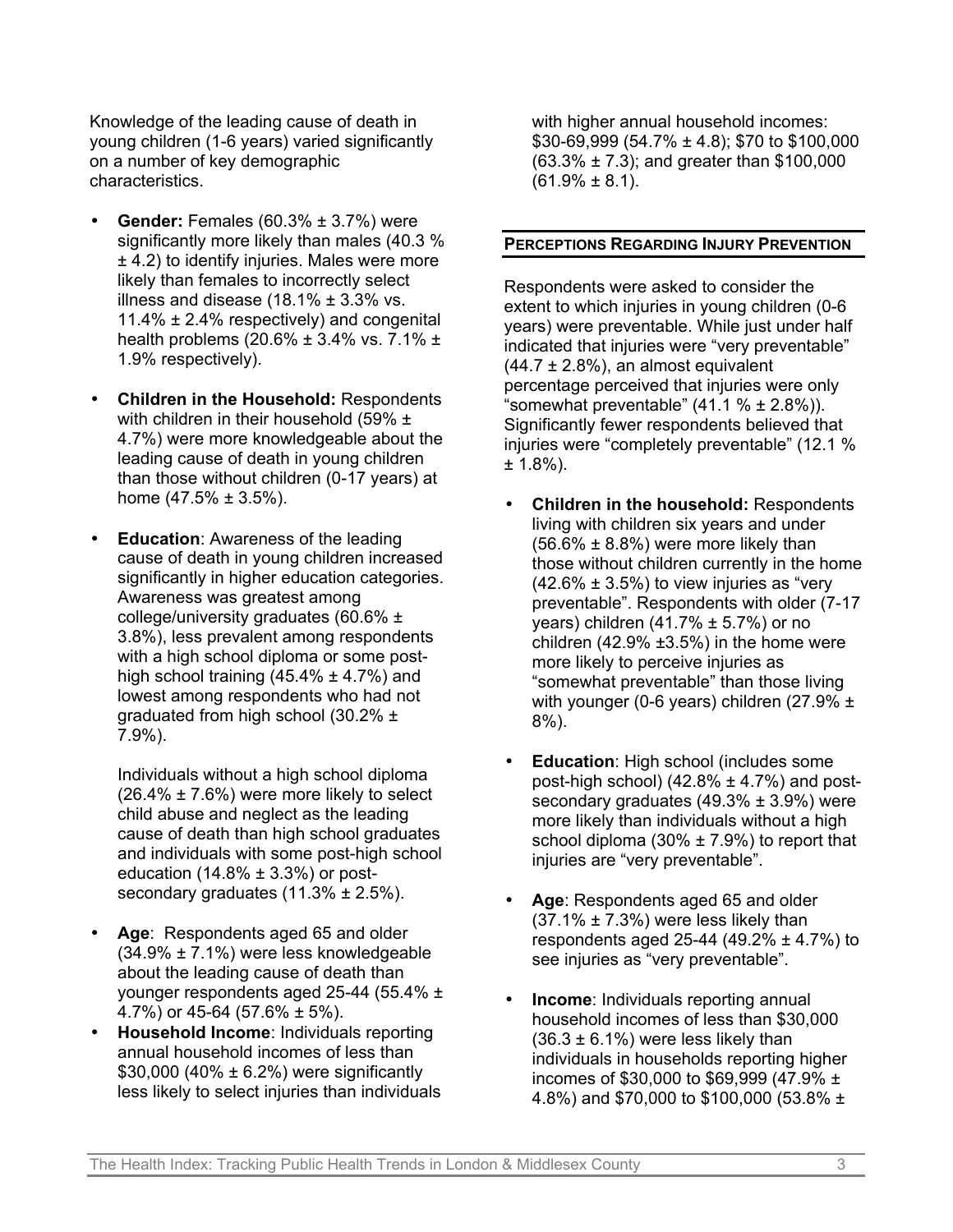Knowledge of the leading cause of death in young children (1-6 years) varied significantly on a number of key demographic characteristics.

- **Gender:** Females (60.3% ± 3.7%) were significantly more likely than males (40.3 % ± 4.2) to identify injuries. Males were more likely than females to incorrectly select illness and disease (18.1% ± 3.3% vs. 11.4% ± 2.4% respectively) and congenital health problems (20.6% ± 3.4% vs. 7.1% ± 1.9% respectively).

- **Children in the Household:** Respondents with children in their household (59% ± 4.7%) were more knowledgeable about the leading cause of death in young children than those without children (0-17 years) at home (47.5% ± 3.5%).

- **Education**: Awareness of the leading cause of death in young children increased significantly in higher education categories. Awareness was greatest among college/university graduates (60.6% ± 3.8%), less prevalent among respondents with a high school diploma or some post-high school training (45.4% ± 4.7%) and lowest among respondents who had not graduated from high school (30.2% ± 7.9%).

  Individuals without a high school diploma (26.4% ± 7.6%) were more likely to select child abuse and neglect as the leading cause of death than high school graduates and individuals with some post-high school education (14.8% ± 3.3%) or post-secondary graduates (11.3% ± 2.5%).

- **Age**: Respondents aged 65 and older (34.9% ± 7.1%) were less knowledgeable about the leading cause of death than younger respondents aged 25-44 (55.4% ± 4.7%) or 45-64 (57.6% ± 5%).
- **Household Income**: Individuals reporting annual household incomes of less than $30,000 (40% ± 6.2%) were significantly less likely to select injuries than individuals with higher annual household incomes: $30-69,999 (54.7% ± 4.8); $70 to $100,000 (63.3% ± 7.3); and greater than $100,000 (61.9% ± 8.1).

## PERCEPTIONS REGARDING INJURY PREVENTION

Respondents were asked to consider the extent to which injuries in young children (0-6 years) were preventable. While just under half indicated that injuries were "very preventable" (44.7 ± 2.8%), an almost equivalent percentage perceived that injuries were only "somewhat preventable" (41.1 % ± 2.8%)). Significantly fewer respondents believed that injuries were "completely preventable" (12.1 % ± 1.8%).

- **Children in the household:** Respondents living with children six years and under (56.6% ± 8.8%) were more likely than those without children currently in the home (42.6% ± 3.5%) to view injuries as "very preventable". Respondents with older (7-17 years) children (41.7% ± 5.7%) or no children (42.9% ±3.5%) in the home were more likely to perceive injuries as "somewhat preventable" than those living with younger (0-6 years) children (27.9% ± 8%).

- **Education**: High school (includes some post-high school) (42.8% ± 4.7%) and post-secondary graduates (49.3% ± 3.9%) were more likely than individuals without a high school diploma (30% ± 7.9%) to report that injuries are "very preventable".

- **Age**: Respondents aged 65 and older (37.1% ± 7.3%) were less likely than respondents aged 25-44 (49.2% ± 4.7%) to see injuries as "very preventable".

- **Income**: Individuals reporting annual household incomes of less than $30,000 (36.3 ± 6.1%) were less likely than individuals in households reporting higher incomes of $30,000 to $69,999 (47.9% ± 4.8%) and $70,000 to $100,000 (53.8% ±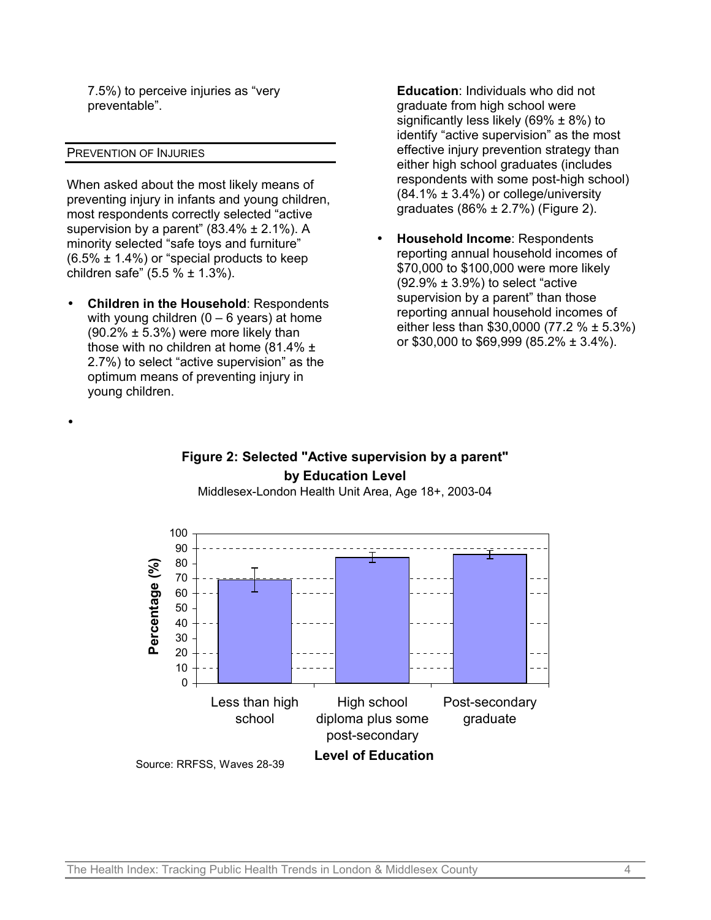7.5%) to perceive injuries as "very preventable".

## Prevention of Injuries

When asked about the most likely means of preventing injury in infants and young children, most respondents correctly selected "active supervision by a parent" (83.4% ± 2.1%). A minority selected "safe toys and furniture" (6.5% ± 1.4%) or "special products to keep children safe" (5.5 % ± 1.3%).

- **Children in the Household**: Respondents with young children (0 – 6 years) at home (90.2% ± 5.3%) were more likely than those with no children at home (81.4% ± 2.7%) to select "active supervision" as the optimum means of preventing injury in young children.
- **Education**: Individuals who did not graduate from high school were significantly less likely (69% ± 8%) to identify "active supervision" as the most effective injury prevention strategy than either high school graduates (includes respondents with some post-high school) (84.1% ± 3.4%) or college/university graduates (86% ± 2.7%) (Figure 2).
- **Household Income**: Respondents reporting annual household incomes of $70,000 to $100,000 were more likely (92.9% ± 3.9%) to select "active supervision by a parent" than those reporting annual household incomes of either less than $30,0000 (77.2 % ± 5.3%) or $30,000 to $69,999 (85.2% ± 3.4%).

**Figure 2: Selected "Active supervision by a parent" by Education Level**

Middlesex-London Health Unit Area, Age 18+, 2003-04

| Level of Education | Percentage (%) |
|---|---|
| Less than high school | 69 |
| High school diploma plus some post-secondary | 84.1 |
| Post-secondary graduate | 86 |

Source: RRFSS, Waves 28-39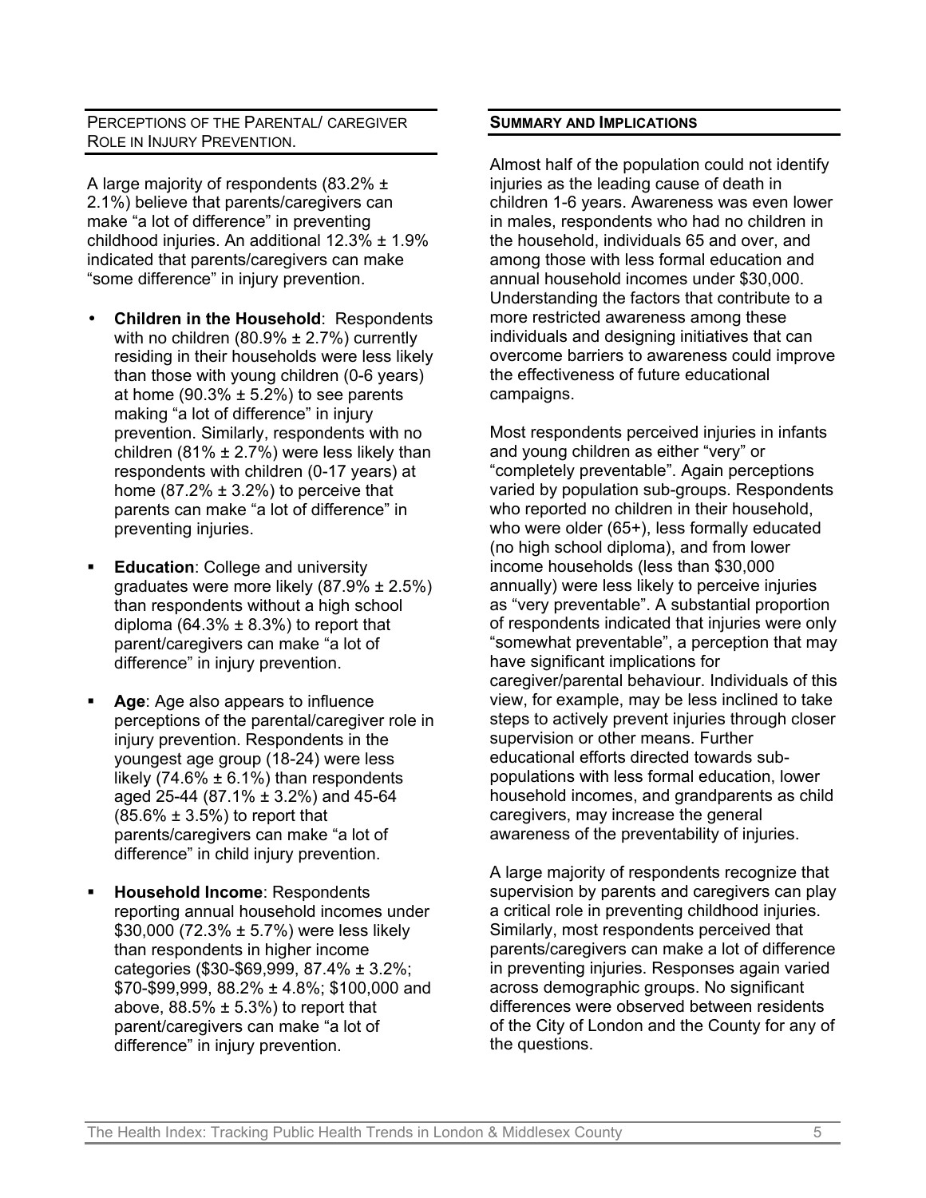## Perceptions of the Parental/ caregiver Role in Injury Prevention.

A large majority of respondents (83.2% ± 2.1%) believe that parents/caregivers can make "a lot of difference" in preventing childhood injuries. An additional 12.3% ± 1.9% indicated that parents/caregivers can make "some difference" in injury prevention.

- **Children in the Household**: Respondents with no children (80.9% ± 2.7%) currently residing in their households were less likely than those with young children (0-6 years) at home (90.3% ± 5.2%) to see parents making "a lot of difference" in injury prevention. Similarly, respondents with no children (81% ± 2.7%) were less likely than respondents with children (0-17 years) at home (87.2% ± 3.2%) to perceive that parents can make "a lot of difference" in preventing injuries.
- **Education**: College and university graduates were more likely (87.9% ± 2.5%) than respondents without a high school diploma (64.3% ± 8.3%) to report that parent/caregivers can make "a lot of difference" in injury prevention.
- **Age**: Age also appears to influence perceptions of the parental/caregiver role in injury prevention. Respondents in the youngest age group (18-24) were less likely (74.6% ± 6.1%) than respondents aged 25-44 (87.1% ± 3.2%) and 45-64 (85.6% ± 3.5%) to report that parents/caregivers can make "a lot of difference" in child injury prevention.
- **Household Income**: Respondents reporting annual household incomes under $30,000 (72.3% ± 5.7%) were less likely than respondents in higher income categories ($30-$69,999, 87.4% ± 3.2%; $70-$99,999, 88.2% ± 4.8%; $100,000 and above, 88.5% ± 5.3%) to report that parent/caregivers can make "a lot of difference" in injury prevention.

## Summary and Implications

Almost half of the population could not identify injuries as the leading cause of death in children 1-6 years. Awareness was even lower in males, respondents who had no children in the household, individuals 65 and over, and among those with less formal education and annual household incomes under $30,000. Understanding the factors that contribute to a more restricted awareness among these individuals and designing initiatives that can overcome barriers to awareness could improve the effectiveness of future educational campaigns.

Most respondents perceived injuries in infants and young children as either "very" or "completely preventable". Again perceptions varied by population sub-groups. Respondents who reported no children in their household, who were older (65+), less formally educated (no high school diploma), and from lower income households (less than $30,000 annually) were less likely to perceive injuries as "very preventable". A substantial proportion of respondents indicated that injuries were only "somewhat preventable", a perception that may have significant implications for caregiver/parental behaviour. Individuals of this view, for example, may be less inclined to take steps to actively prevent injuries through closer supervision or other means. Further educational efforts directed towards sub-populations with less formal education, lower household incomes, and grandparents as child caregivers, may increase the general awareness of the preventability of injuries.

A large majority of respondents recognize that supervision by parents and caregivers can play a critical role in preventing childhood injuries. Similarly, most respondents perceived that parents/caregivers can make a lot of difference in preventing injuries. Responses again varied across demographic groups. No significant differences were observed between residents of the City of London and the County for any of the questions.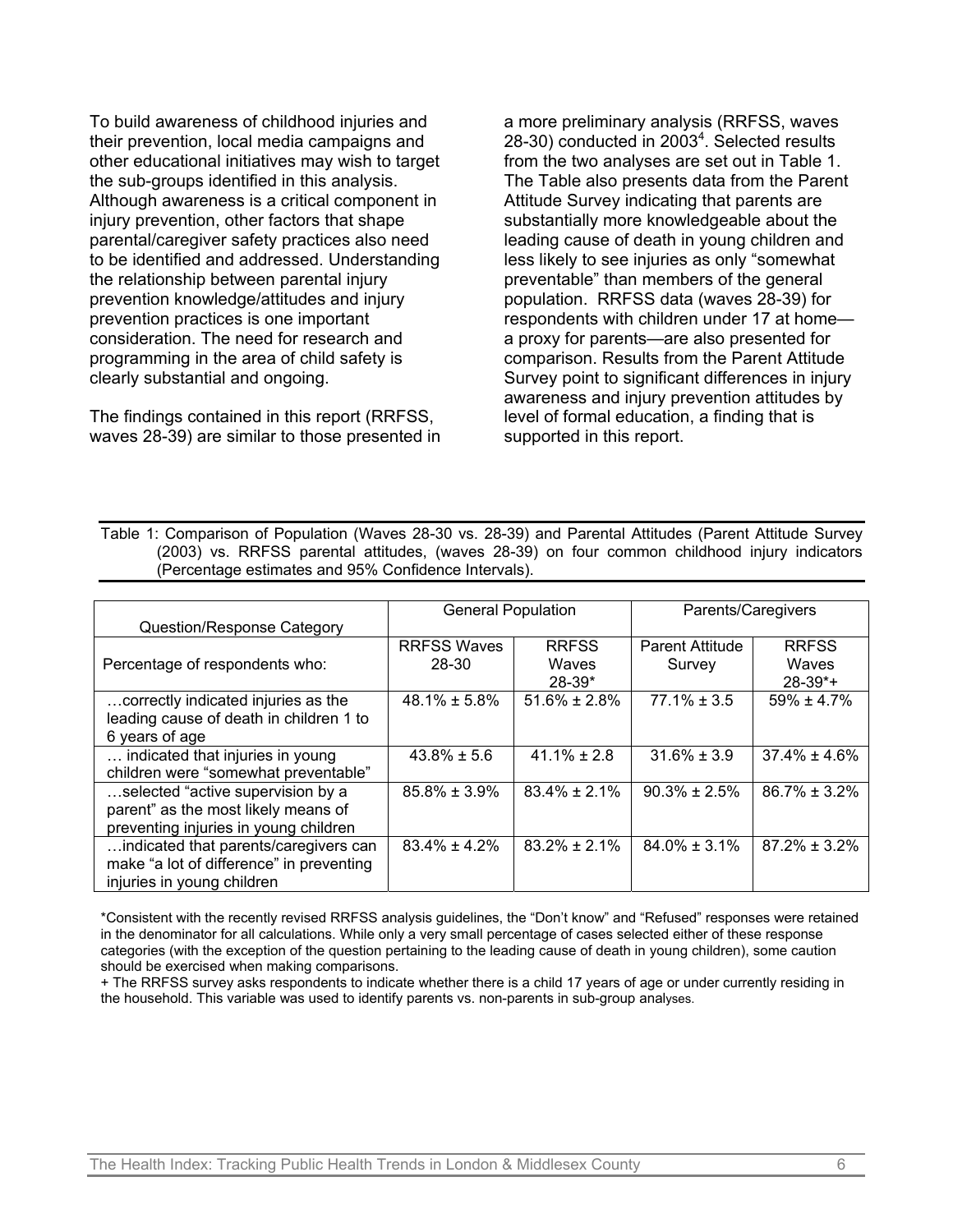To build awareness of childhood injuries and their prevention, local media campaigns and other educational initiatives may wish to target the sub-groups identified in this analysis. Although awareness is a critical component in injury prevention, other factors that shape parental/caregiver safety practices also need to be identified and addressed. Understanding the relationship between parental injury prevention knowledge/attitudes and injury prevention practices is one important consideration. The need for research and programming in the area of child safety is clearly substantial and ongoing.

The findings contained in this report (RRFSS, waves 28-39) are similar to those presented in a more preliminary analysis (RRFSS, waves 28-30) conducted in 2003[4]. Selected results from the two analyses are set out in Table 1. The Table also presents data from the Parent Attitude Survey indicating that parents are substantially more knowledgeable about the leading cause of death in young children and less likely to see injuries as only "somewhat preventable" than members of the general population. RRFSS data (waves 28-39) for respondents with children under 17 at home—a proxy for parents—are also presented for comparison. Results from the Parent Attitude Survey point to significant differences in injury awareness and injury prevention attitudes by level of formal education, a finding that is supported in this report.

Table 1: Comparison of Population (Waves 28-30 vs. 28-39) and Parental Attitudes (Parent Attitude Survey (2003) vs. RRFSS parental attitudes, (waves 28-39) on four common childhood injury indicators (Percentage estimates and 95% Confidence Intervals).

| Question/Response Category | General Population | | Parents/Caregivers | |
|---|---|---|---|---|
| Percentage of respondents who: | RRFSS Waves 28-30 | RRFSS Waves 28-39* | Parent Attitude Survey | RRFSS Waves 28-39*+ |
| …correctly indicated injuries as the leading cause of death in children 1 to 6 years of age | 48.1% ± 5.8% | 51.6% ± 2.8% | 77.1% ± 3.5 | 59% ± 4.7% |
| … indicated that injuries in young children were "somewhat preventable" | 43.8% ± 5.6 | 41.1% ± 2.8 | 31.6% ± 3.9 | 37.4% ± 4.6% |
| …selected "active supervision by a parent" as the most likely means of preventing injuries in young children | 85.8% ± 3.9% | 83.4% ± 2.1% | 90.3% ± 2.5% | 86.7% ± 3.2% |
| …indicated that parents/caregivers can make "a lot of difference" in preventing injuries in young children | 83.4% ± 4.2% | 83.2% ± 2.1% | 84.0% ± 3.1% | 87.2% ± 3.2% |

*Consistent with the recently revised RRFSS analysis guidelines, the "Don't know" and "Refused" responses were retained in the denominator for all calculations. While only a very small percentage of cases selected either of these response categories (with the exception of the question pertaining to the leading cause of death in young children), some caution should be exercised when making comparisons.

+ The RRFSS survey asks respondents to indicate whether there is a child 17 years of age or under currently residing in the household. This variable was used to identify parents vs. non-parents in sub-group analyses.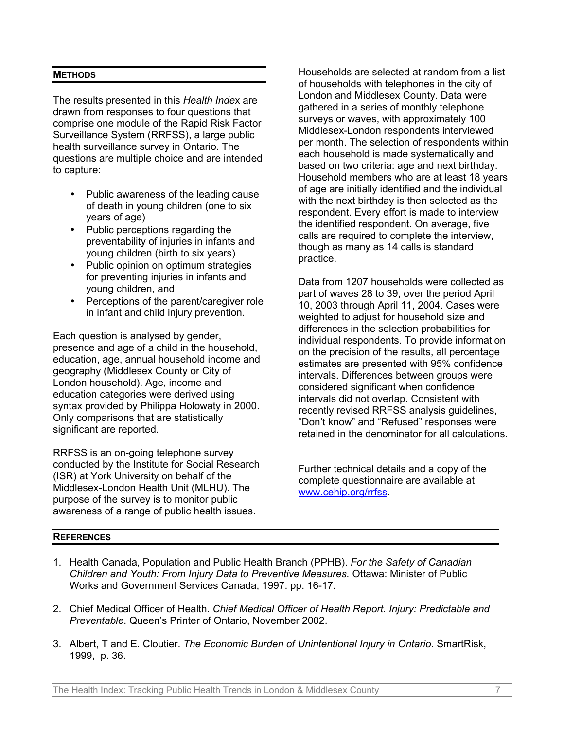## Methods

The results presented in this *Health Index* are drawn from responses to four questions that comprise one module of the Rapid Risk Factor Surveillance System (RRFSS), a large public health surveillance survey in Ontario. The questions are multiple choice and are intended to capture:

- Public awareness of the leading cause of death in young children (one to six years of age)
- Public perceptions regarding the preventability of injuries in infants and young children (birth to six years)
- Public opinion on optimum strategies for preventing injuries in infants and young children, and
- Perceptions of the parent/caregiver role in infant and child injury prevention.

Each question is analysed by gender, presence and age of a child in the household, education, age, annual household income and geography (Middlesex County or City of London household). Age, income and education categories were derived using syntax provided by Philippa Holowaty in 2000. Only comparisons that are statistically significant are reported.

RRFSS is an on-going telephone survey conducted by the Institute for Social Research (ISR) at York University on behalf of the Middlesex-London Health Unit (MLHU). The purpose of the survey is to monitor public awareness of a range of public health issues.

Households are selected at random from a list of households with telephones in the city of London and Middlesex County. Data were gathered in a series of monthly telephone surveys or waves, with approximately 100 Middlesex-London respondents interviewed per month. The selection of respondents within each household is made systematically and based on two criteria: age and next birthday. Household members who are at least 18 years of age are initially identified and the individual with the next birthday is then selected as the respondent. Every effort is made to interview the identified respondent. On average, five calls are required to complete the interview, though as many as 14 calls is standard practice.

Data from 1207 households were collected as part of waves 28 to 39, over the period April 10, 2003 through April 11, 2004. Cases were weighted to adjust for household size and differences in the selection probabilities for individual respondents. To provide information on the precision of the results, all percentage estimates are presented with 95% confidence intervals. Differences between groups were considered significant when confidence intervals did not overlap. Consistent with recently revised RRFSS analysis guidelines, "Don't know" and "Refused" responses were retained in the denominator for all calculations.

Further technical details and a copy of the complete questionnaire are available at [www.cehip.org/rrfss](http://www.cehip.org/rrfss).

## References

1. Health Canada, Population and Public Health Branch (PPHB). *For the Safety of Canadian Children and Youth: From Injury Data to Preventive Measures.* Ottawa: Minister of Public Works and Government Services Canada, 1997. pp. 16-17.

2. Chief Medical Officer of Health. *Chief Medical Officer of Health Report. Injury: Predictable and Preventable.* Queen's Printer of Ontario, November 2002.

3. Albert, T and E. Cloutier. *The Economic Burden of Unintentional Injury in Ontario.* SmartRisk, 1999, p. 36.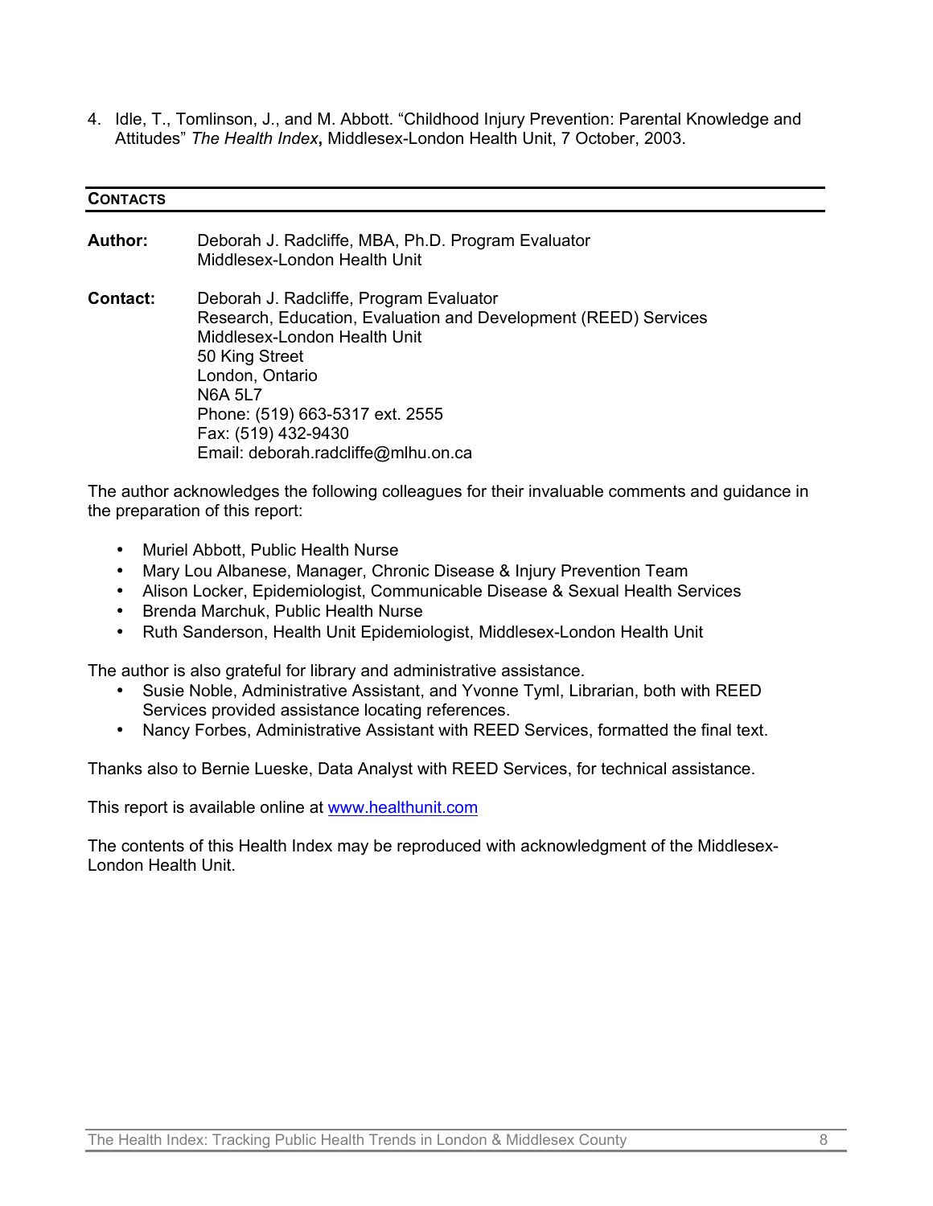4. Idle, T., Tomlinson, J., and M. Abbott. "Childhood Injury Prevention: Parental Knowledge and Attitudes" *The Health Index*, Middlesex-London Health Unit, 7 October, 2003.

## CONTACTS

**Author:** Deborah J. Radcliffe, MBA, Ph.D. Program Evaluator
Middlesex-London Health Unit

**Contact:** Deborah J. Radcliffe, Program Evaluator
Research, Education, Evaluation and Development (REED) Services
Middlesex-London Health Unit
50 King Street
London, Ontario
N6A 5L7
Phone: (519) 663-5317 ext. 2555
Fax: (519) 432-9430
Email: deborah.radcliffe@mlhu.on.ca

The author acknowledges the following colleagues for their invaluable comments and guidance in the preparation of this report:

- Muriel Abbott, Public Health Nurse
- Mary Lou Albanese, Manager, Chronic Disease & Injury Prevention Team
- Alison Locker, Epidemiologist, Communicable Disease & Sexual Health Services
- Brenda Marchuk, Public Health Nurse
- Ruth Sanderson, Health Unit Epidemiologist, Middlesex-London Health Unit

The author is also grateful for library and administrative assistance.

- Susie Noble, Administrative Assistant, and Yvonne Tyml, Librarian, both with REED Services provided assistance locating references.
- Nancy Forbes, Administrative Assistant with REED Services, formatted the final text.

Thanks also to Bernie Lueske, Data Analyst with REED Services, for technical assistance.

This report is available online at [www.healthunit.com](http://www.healthunit.com)

The contents of this Health Index may be reproduced with acknowledgment of the Middlesex-London Health Unit.